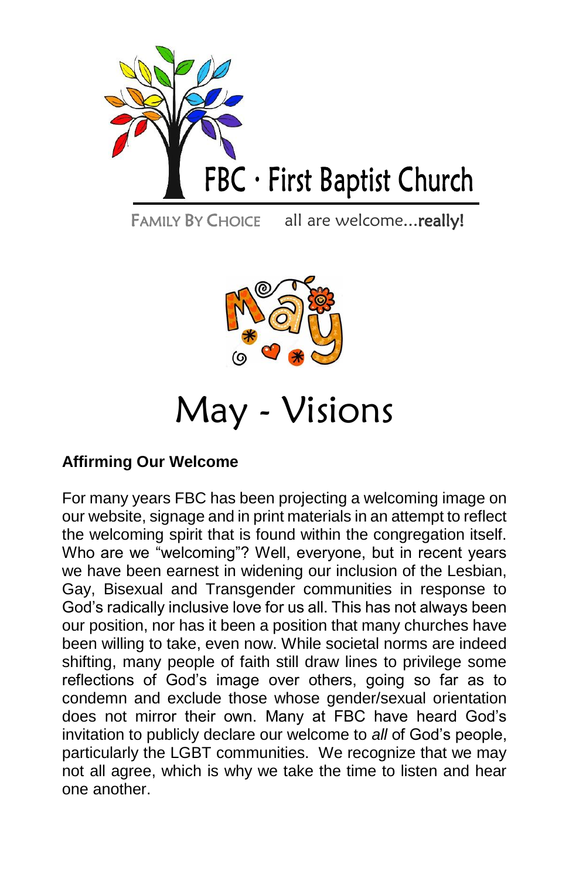FBC · First Baptist Church

FAMILY BY CHOICE all are welcome...**really!**

# May - Visions

### Affirming Our Welcome

For many years FBC has been projecting a welcoming image on our website, signage and in print materials in an attempt to reflect the welcoming spirit that is found within the congregation itself. Who are we "welcoming"? Well, everyone, but in recent years we have been earnest in widening our inclusion of the Lesbian, Gay, Bisexual and Transgender communities in response to God's radically inclusive love for us all. This has not always been our position, nor has it been a position that many churches have been willing to take, even now. While societal norms are indeed shifting, many people of faith still draw lines to privilege some reflections of God's image over others, going so far as to condemn and exclude those whose gender/sexual orientation does not mirror their own. Many at FBC have heard God's invitation to publicly declare our welcome to *all* of God's people, particularly the LGBT communities. We recognize that we may not all agree, which is why we take the time to listen and hear one another.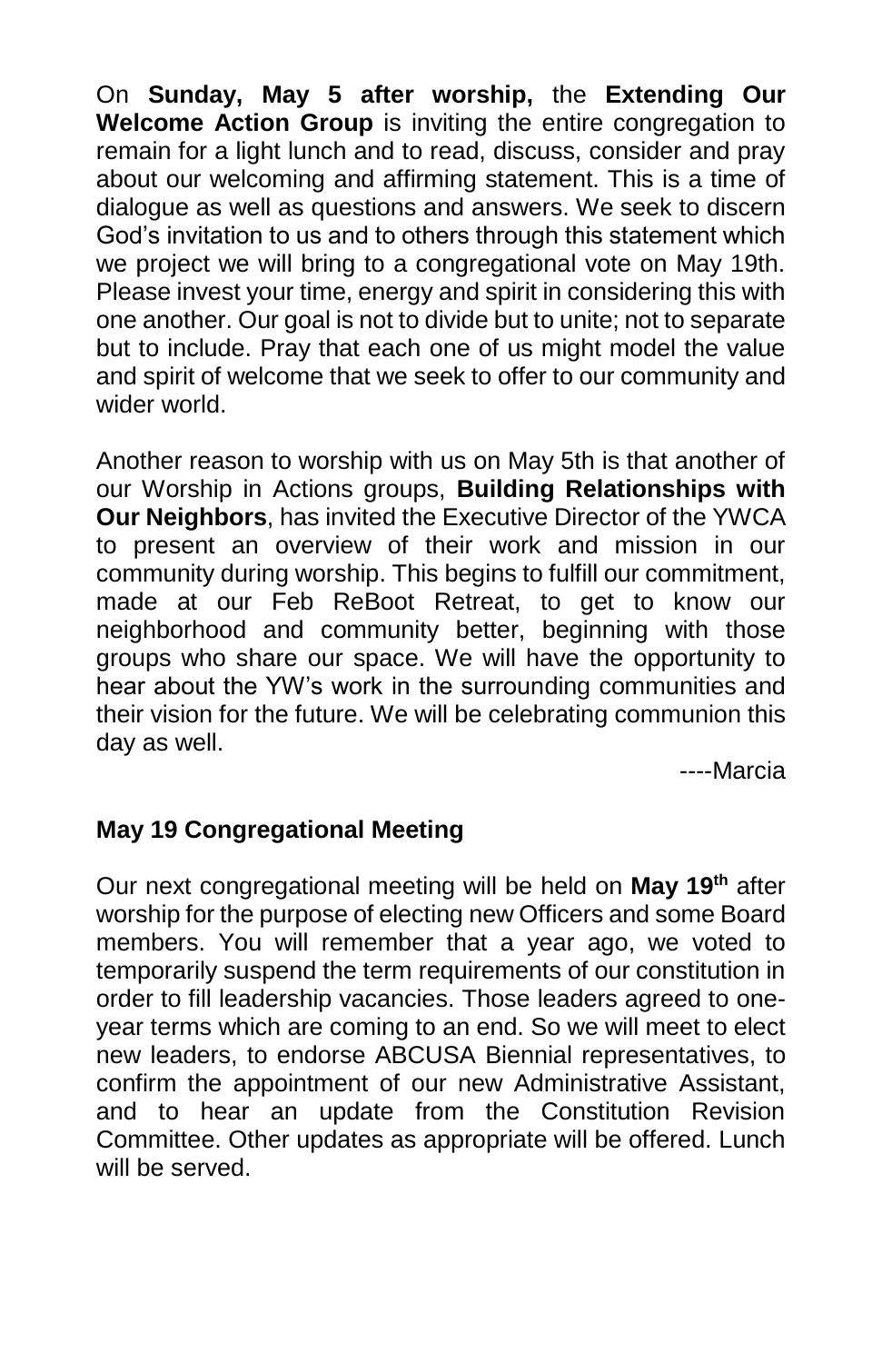On **Sunday, May 5 after worship,** the **Extending Our Welcome Action Group** is inviting the entire congregation to remain for a light lunch and to read, discuss, consider and pray about our welcoming and affirming statement. This is a time of dialogue as well as questions and answers. We seek to discern God's invitation to us and to others through this statement which we project we will bring to a congregational vote on May 19th. Please invest your time, energy and spirit in considering this with one another. Our goal is not to divide but to unite; not to separate but to include. Pray that each one of us might model the value and spirit of welcome that we seek to offer to our community and wider world.

Another reason to worship with us on May 5th is that another of our Worship in Actions groups, **Building Relationships with Our Neighbors**, has invited the Executive Director of the YWCA to present an overview of their work and mission in our community during worship. This begins to fulfill our commitment, made at our Feb ReBoot Retreat, to get to know our neighborhood and community better, beginning with those groups who share our space. We will have the opportunity to hear about the YW's work in the surrounding communities and their vision for the future. We will be celebrating communion this day as well.

----Marcia

**May 19 Congregational Meeting**

Our next congregational meeting will be held on **May 19th** after worship for the purpose of electing new Officers and some Board members. You will remember that a year ago, we voted to temporarily suspend the term requirements of our constitution in order to fill leadership vacancies. Those leaders agreed to one-year terms which are coming to an end. So we will meet to elect new leaders, to endorse ABCUSA Biennial representatives, to confirm the appointment of our new Administrative Assistant, and to hear an update from the Constitution Revision Committee. Other updates as appropriate will be offered. Lunch will be served.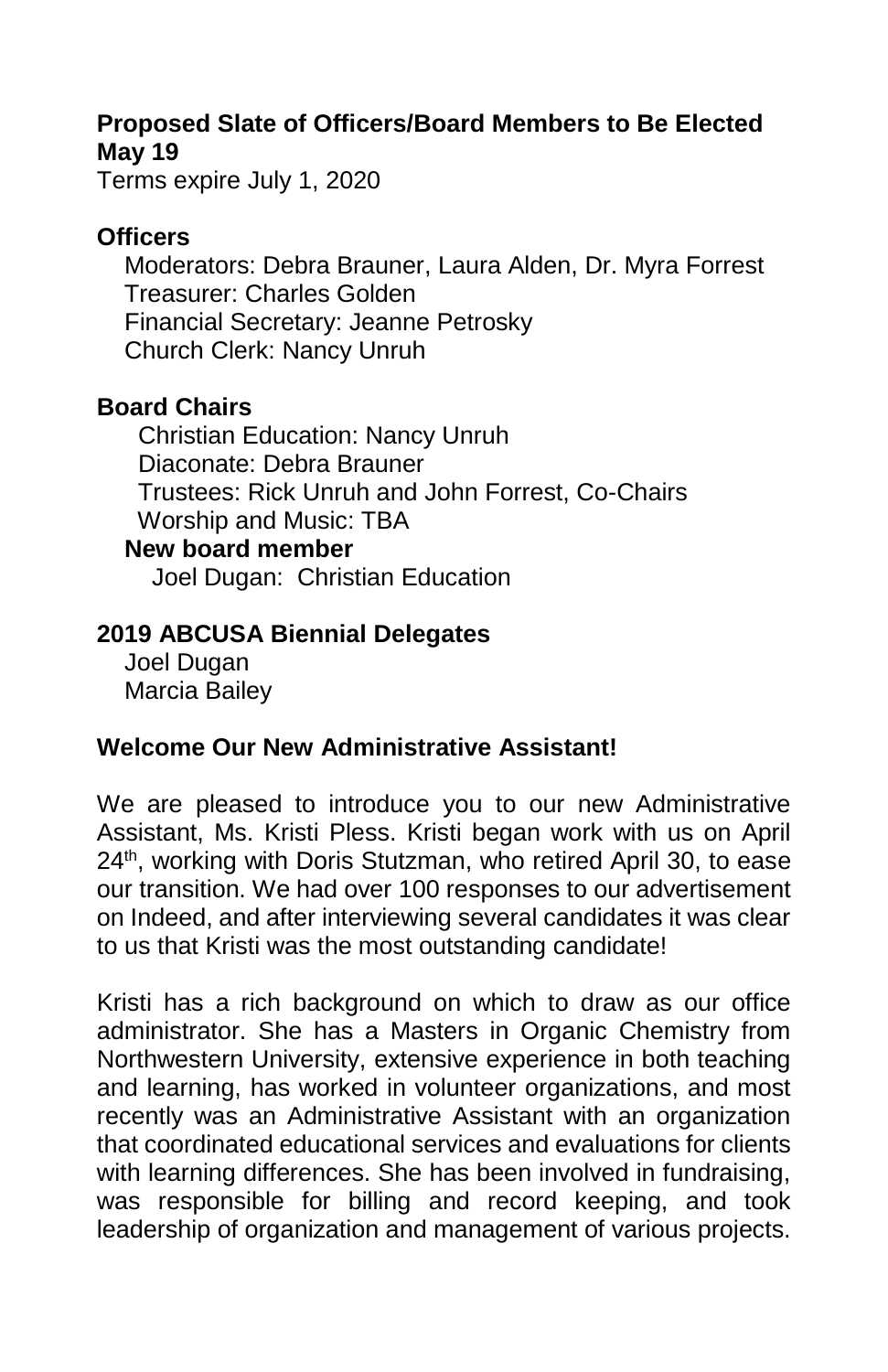**Proposed Slate of Officers/Board Members to Be Elected May 19**

Terms expire July 1, 2020

**Officers**

Moderators: Debra Brauner, Laura Alden, Dr. Myra Forrest
Treasurer: Charles Golden
Financial Secretary: Jeanne Petrosky
Church Clerk: Nancy Unruh

**Board Chairs**

Christian Education: Nancy Unruh
Diaconate: Debra Brauner
Trustees: Rick Unruh and John Forrest, Co-Chairs
Worship and Music: TBA

**New board member**

Joel Dugan: Christian Education

**2019 ABCUSA Biennial Delegates**

Joel Dugan
Marcia Bailey

**Welcome Our New Administrative Assistant!**

We are pleased to introduce you to our new Administrative Assistant, Ms. Kristi Pless. Kristi began work with us on April 24th, working with Doris Stutzman, who retired April 30, to ease our transition. We had over 100 responses to our advertisement on Indeed, and after interviewing several candidates it was clear to us that Kristi was the most outstanding candidate!

Kristi has a rich background on which to draw as our office administrator. She has a Masters in Organic Chemistry from Northwestern University, extensive experience in both teaching and learning, has worked in volunteer organizations, and most recently was an Administrative Assistant with an organization that coordinated educational services and evaluations for clients with learning differences. She has been involved in fundraising, was responsible for billing and record keeping, and took leadership of organization and management of various projects.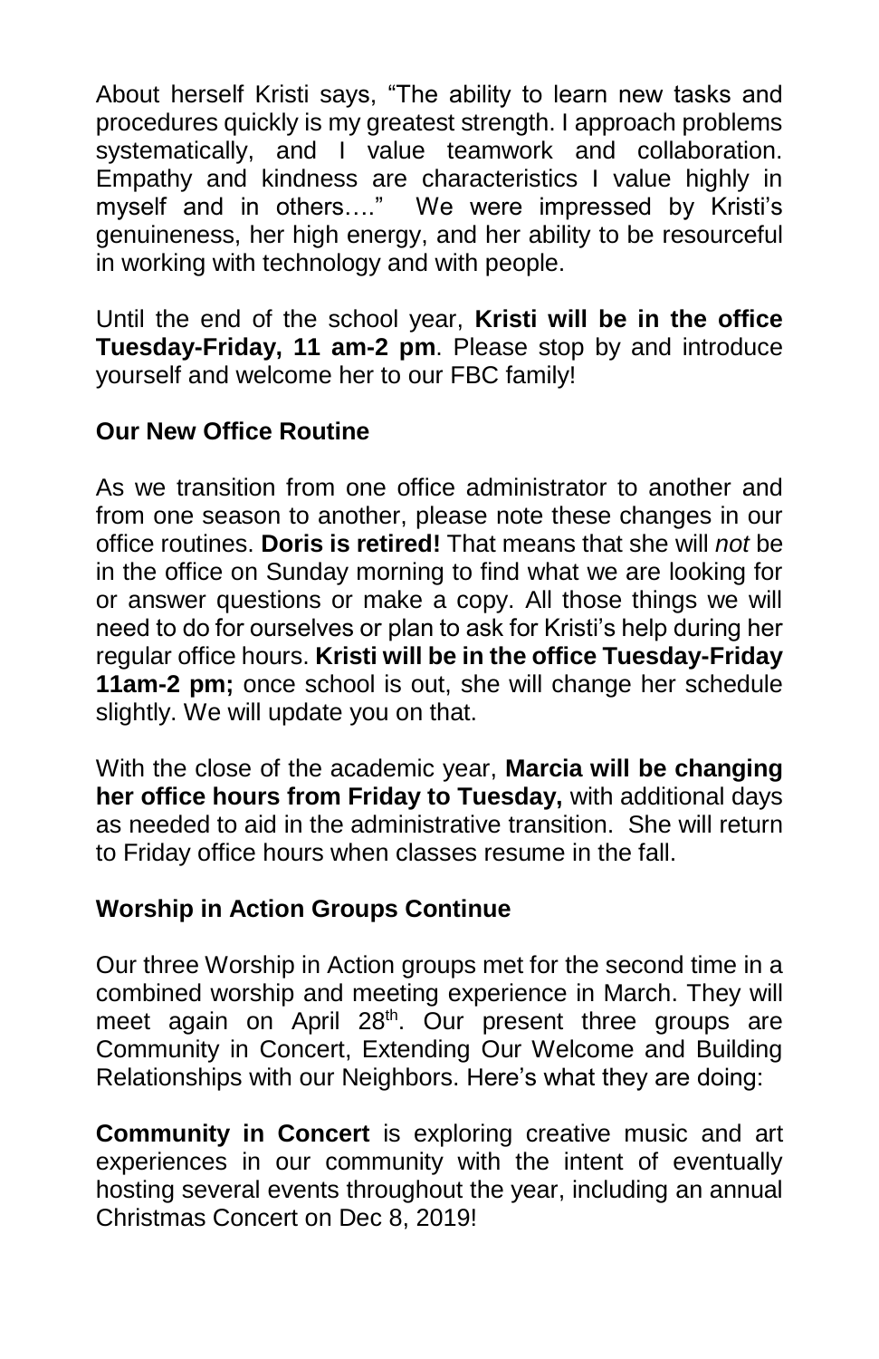About herself Kristi says, "The ability to learn new tasks and procedures quickly is my greatest strength. I approach problems systematically, and I value teamwork and collaboration. Empathy and kindness are characteristics I value highly in myself and in others…." We were impressed by Kristi's genuineness, her high energy, and her ability to be resourceful in working with technology and with people.

Until the end of the school year, **Kristi will be in the office Tuesday-Friday, 11 am-2 pm**. Please stop by and introduce yourself and welcome her to our FBC family!

### Our New Office Routine

As we transition from one office administrator to another and from one season to another, please note these changes in our office routines. **Doris is retired!** That means that she will *not* be in the office on Sunday morning to find what we are looking for or answer questions or make a copy. All those things we will need to do for ourselves or plan to ask for Kristi's help during her regular office hours. **Kristi will be in the office Tuesday-Friday 11am-2 pm;** once school is out, she will change her schedule slightly. We will update you on that.

With the close of the academic year, **Marcia will be changing her office hours from Friday to Tuesday,** with additional days as needed to aid in the administrative transition. She will return to Friday office hours when classes resume in the fall.

### Worship in Action Groups Continue

Our three Worship in Action groups met for the second time in a combined worship and meeting experience in March. They will meet again on April 28th. Our present three groups are Community in Concert, Extending Our Welcome and Building Relationships with our Neighbors. Here's what they are doing:

**Community in Concert** is exploring creative music and art experiences in our community with the intent of eventually hosting several events throughout the year, including an annual Christmas Concert on Dec 8, 2019!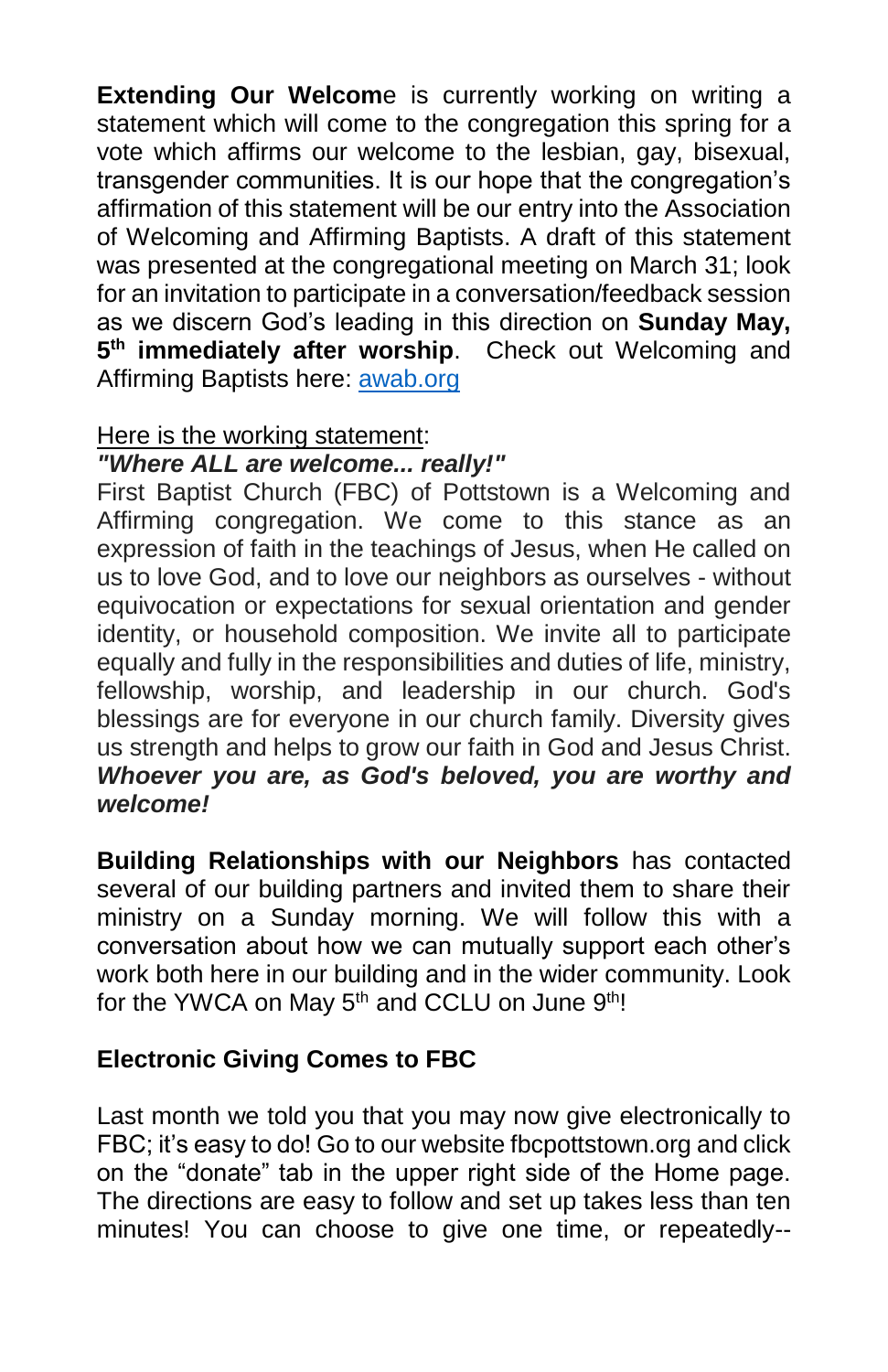**Extending Our Welcome** is currently working on writing a statement which will come to the congregation this spring for a vote which affirms our welcome to the lesbian, gay, bisexual, transgender communities. It is our hope that the congregation's affirmation of this statement will be our entry into the Association of Welcoming and Affirming Baptists. A draft of this statement was presented at the congregational meeting on March 31; look for an invitation to participate in a conversation/feedback session as we discern God's leading in this direction on **Sunday May, 5th immediately after worship**. Check out Welcoming and Affirming Baptists here: [awab.org](awab.org)

Here is the working statement:

***"Where ALL are welcome... really!"***

First Baptist Church (FBC) of Pottstown is a Welcoming and Affirming congregation. We come to this stance as an expression of faith in the teachings of Jesus, when He called on us to love God, and to love our neighbors as ourselves - without equivocation or expectations for sexual orientation and gender identity, or household composition. We invite all to participate equally and fully in the responsibilities and duties of life, ministry, fellowship, worship, and leadership in our church. God's blessings are for everyone in our church family. Diversity gives us strength and helps to grow our faith in God and Jesus Christ. ***Whoever you are, as God's beloved, you are worthy and welcome!***

**Building Relationships with our Neighbors** has contacted several of our building partners and invited them to share their ministry on a Sunday morning. We will follow this with a conversation about how we can mutually support each other's work both here in our building and in the wider community. Look for the YWCA on May 5th and CCLU on June 9th!

**Electronic Giving Comes to FBC**

Last month we told you that you may now give electronically to FBC; it's easy to do! Go to our website fbcpottstown.org and click on the "donate" tab in the upper right side of the Home page. The directions are easy to follow and set up takes less than ten minutes! You can choose to give one time, or repeatedly--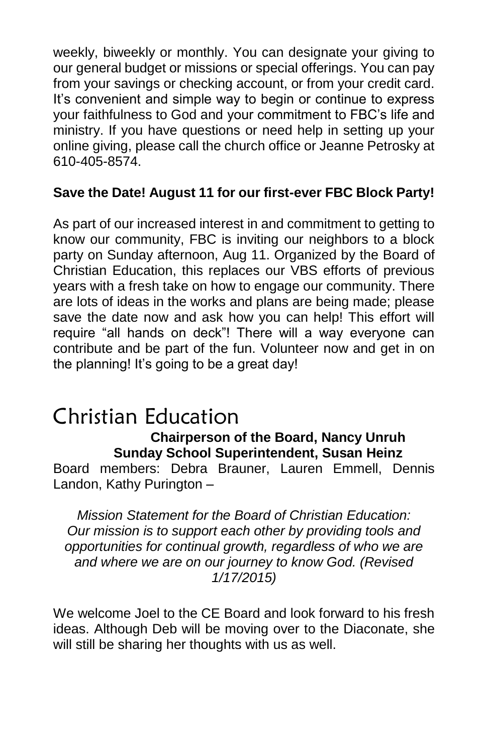weekly, biweekly or monthly. You can designate your giving to our general budget or missions or special offerings. You can pay from your savings or checking account, or from your credit card. It's convenient and simple way to begin or continue to express your faithfulness to God and your commitment to FBC's life and ministry. If you have questions or need help in setting up your online giving, please call the church office or Jeanne Petrosky at 610-405-8574.

**Save the Date! August 11 for our first-ever FBC Block Party!**

As part of our increased interest in and commitment to getting to know our community, FBC is inviting our neighbors to a block party on Sunday afternoon, Aug 11. Organized by the Board of Christian Education, this replaces our VBS efforts of previous years with a fresh take on how to engage our community. There are lots of ideas in the works and plans are being made; please save the date now and ask how you can help! This effort will require "all hands on deck"! There will a way everyone can contribute and be part of the fun. Volunteer now and get in on the planning! It's going to be a great day!

# Christian Education

**Chairperson of the Board, Nancy Unruh**
**Sunday School Superintendent, Susan Heinz**

Board members: Debra Brauner, Lauren Emmell, Dennis Landon, Kathy Purington –

*Mission Statement for the Board of Christian Education: Our mission is to support each other by providing tools and opportunities for continual growth, regardless of who we are and where we are on our journey to know God. (Revised 1/17/2015)*

We welcome Joel to the CE Board and look forward to his fresh ideas. Although Deb will be moving over to the Diaconate, she will still be sharing her thoughts with us as well.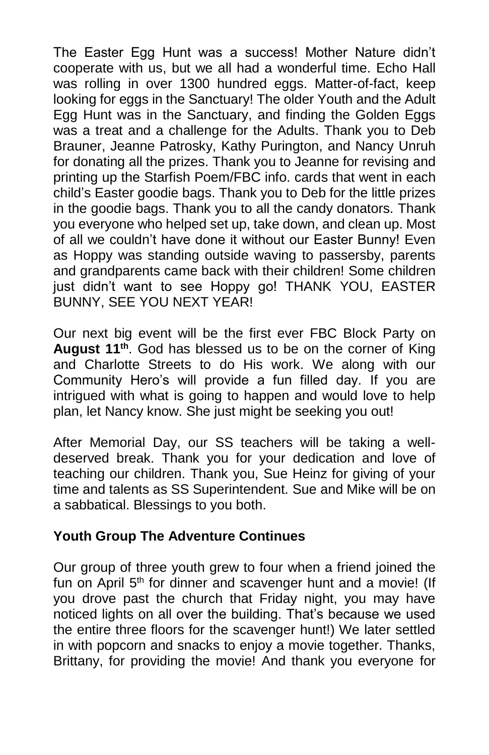The Easter Egg Hunt was a success! Mother Nature didn't cooperate with us, but we all had a wonderful time. Echo Hall was rolling in over 1300 hundred eggs. Matter-of-fact, keep looking for eggs in the Sanctuary! The older Youth and the Adult Egg Hunt was in the Sanctuary, and finding the Golden Eggs was a treat and a challenge for the Adults. Thank you to Deb Brauner, Jeanne Patrosky, Kathy Purington, and Nancy Unruh for donating all the prizes. Thank you to Jeanne for revising and printing up the Starfish Poem/FBC info. cards that went in each child's Easter goodie bags. Thank you to Deb for the little prizes in the goodie bags. Thank you to all the candy donators. Thank you everyone who helped set up, take down, and clean up. Most of all we couldn't have done it without our Easter Bunny! Even as Hoppy was standing outside waving to passersby, parents and grandparents came back with their children! Some children just didn't want to see Hoppy go! THANK YOU, EASTER BUNNY, SEE YOU NEXT YEAR!

Our next big event will be the first ever FBC Block Party on **August 11th**. God has blessed us to be on the corner of King and Charlotte Streets to do His work. We along with our Community Hero's will provide a fun filled day. If you are intrigued with what is going to happen and would love to help plan, let Nancy know. She just might be seeking you out!

After Memorial Day, our SS teachers will be taking a well-deserved break. Thank you for your dedication and love of teaching our children. Thank you, Sue Heinz for giving of your time and talents as SS Superintendent. Sue and Mike will be on a sabbatical. Blessings to you both.

**Youth Group The Adventure Continues**

Our group of three youth grew to four when a friend joined the fun on April 5th for dinner and scavenger hunt and a movie! (If you drove past the church that Friday night, you may have noticed lights on all over the building. That's because we used the entire three floors for the scavenger hunt!) We later settled in with popcorn and snacks to enjoy a movie together. Thanks, Brittany, for providing the movie! And thank you everyone for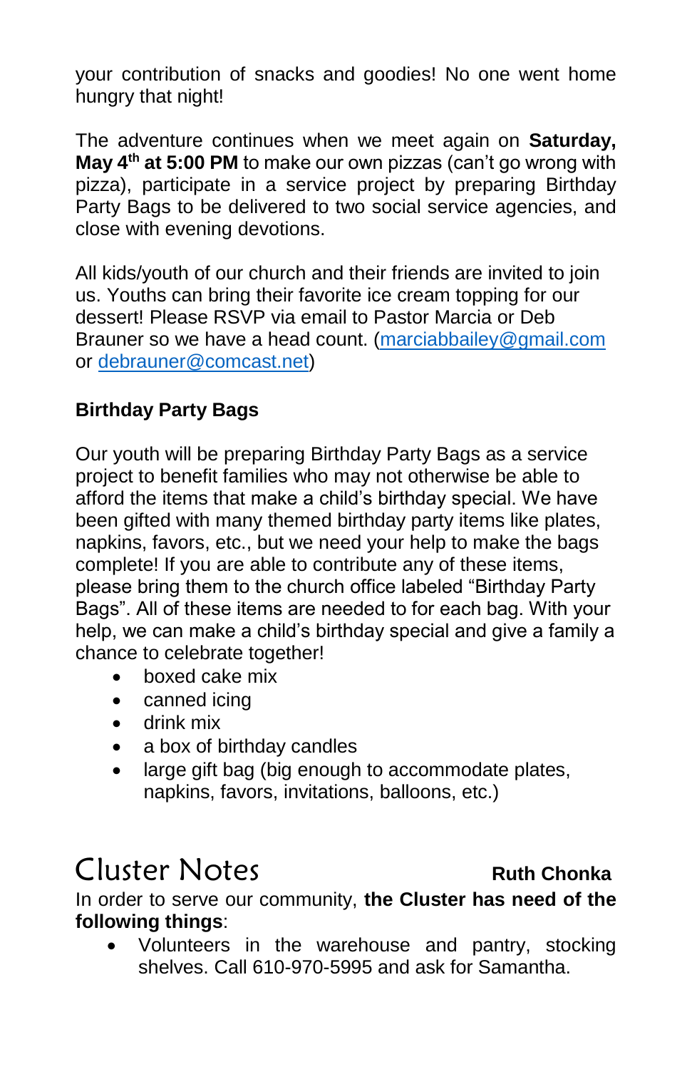your contribution of snacks and goodies! No one went home hungry that night!

The adventure continues when we meet again on **Saturday, May 4th at 5:00 PM** to make our own pizzas (can't go wrong with pizza), participate in a service project by preparing Birthday Party Bags to be delivered to two social service agencies, and close with evening devotions.

All kids/youth of our church and their friends are invited to join us. Youths can bring their favorite ice cream topping for our dessert! Please RSVP via email to Pastor Marcia or Deb Brauner so we have a head count. (marciabbailey@gmail.com or debrauner@comcast.net)

**Birthday Party Bags**

Our youth will be preparing Birthday Party Bags as a service project to benefit families who may not otherwise be able to afford the items that make a child's birthday special. We have been gifted with many themed birthday party items like plates, napkins, favors, etc., but we need your help to make the bags complete! If you are able to contribute any of these items, please bring them to the church office labeled "Birthday Party Bags". All of these items are needed to for each bag. With your help, we can make a child's birthday special and give a family a chance to celebrate together!

- boxed cake mix
- canned icing
- drink mix
- a box of birthday candles
- large gift bag (big enough to accommodate plates, napkins, favors, invitations, balloons, etc.)

# Cluster Notes

**Ruth Chonka**

In order to serve our community, **the Cluster has need of the following things**:

- Volunteers in the warehouse and pantry, stocking shelves. Call 610-970-5995 and ask for Samantha.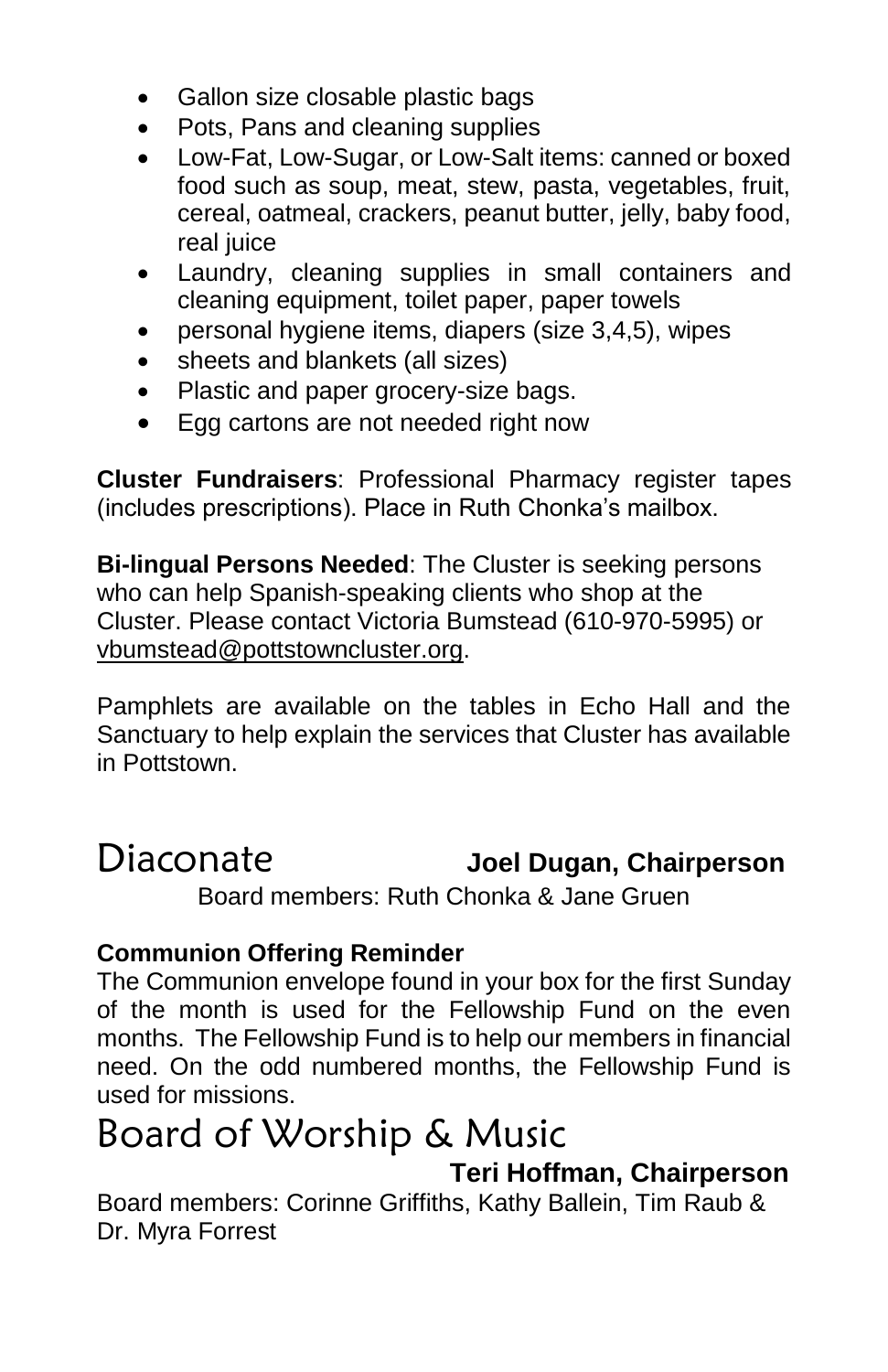- Gallon size closable plastic bags
- Pots, Pans and cleaning supplies
- Low-Fat, Low-Sugar, or Low-Salt items: canned or boxed food such as soup, meat, stew, pasta, vegetables, fruit, cereal, oatmeal, crackers, peanut butter, jelly, baby food, real juice
- Laundry, cleaning supplies in small containers and cleaning equipment, toilet paper, paper towels
- personal hygiene items, diapers (size 3,4,5), wipes
- sheets and blankets (all sizes)
- Plastic and paper grocery-size bags.
- Egg cartons are not needed right now

**Cluster Fundraisers**: Professional Pharmacy register tapes (includes prescriptions). Place in Ruth Chonka's mailbox.

**Bi-lingual Persons Needed**: The Cluster is seeking persons who can help Spanish-speaking clients who shop at the Cluster. Please contact Victoria Bumstead (610-970-5995) or vbumstead@pottstowncluster.org.

Pamphlets are available on the tables in Echo Hall and the Sanctuary to help explain the services that Cluster has available in Pottstown.

## Diaconate

**Joel Dugan, Chairperson**

Board members: Ruth Chonka & Jane Gruen

**Communion Offering Reminder**

The Communion envelope found in your box for the first Sunday of the month is used for the Fellowship Fund on the even months. The Fellowship Fund is to help our members in financial need. On the odd numbered months, the Fellowship Fund is used for missions.

## Board of Worship & Music

**Teri Hoffman, Chairperson**

Board members: Corinne Griffiths, Kathy Ballein, Tim Raub & Dr. Myra Forrest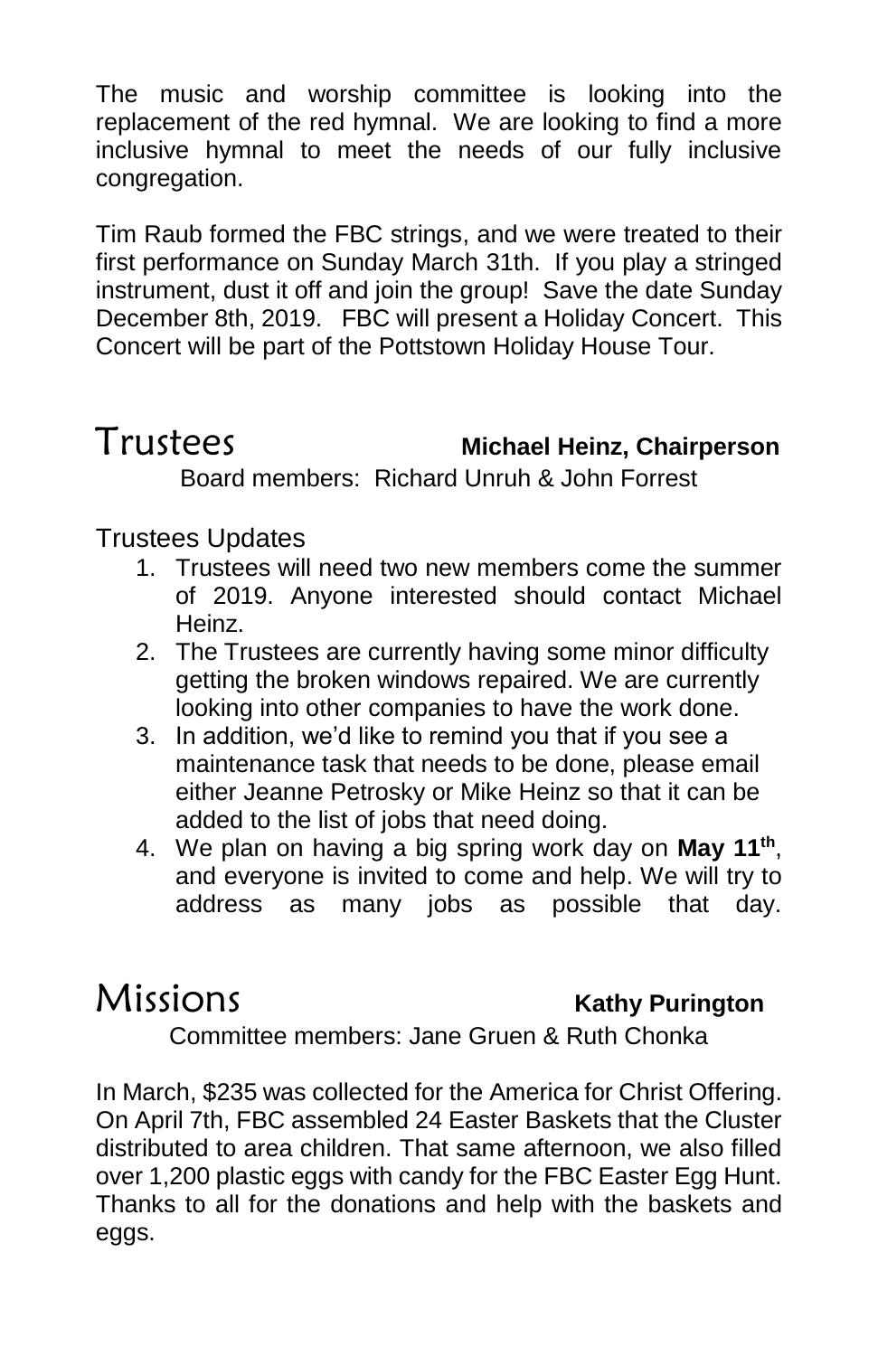The music and worship committee is looking into the replacement of the red hymnal. We are looking to find a more inclusive hymnal to meet the needs of our fully inclusive congregation.

Tim Raub formed the FBC strings, and we were treated to their first performance on Sunday March 31th. If you play a stringed instrument, dust it off and join the group! Save the date Sunday December 8th, 2019. FBC will present a Holiday Concert. This Concert will be part of the Pottstown Holiday House Tour.

## Trustees **Michael Heinz, Chairperson**

Board members: Richard Unruh & John Forrest

Trustees Updates

1. Trustees will need two new members come the summer of 2019. Anyone interested should contact Michael Heinz.
2. The Trustees are currently having some minor difficulty getting the broken windows repaired. We are currently looking into other companies to have the work done.
3. In addition, we'd like to remind you that if you see a maintenance task that needs to be done, please email either Jeanne Petrosky or Mike Heinz so that it can be added to the list of jobs that need doing.
4. We plan on having a big spring work day on **May 11th**, and everyone is invited to come and help. We will try to address as many jobs as possible that day.

## Missions **Kathy Purington**

Committee members: Jane Gruen & Ruth Chonka

In March, $235 was collected for the America for Christ Offering. On April 7th, FBC assembled 24 Easter Baskets that the Cluster distributed to area children. That same afternoon, we also filled over 1,200 plastic eggs with candy for the FBC Easter Egg Hunt. Thanks to all for the donations and help with the baskets and eggs.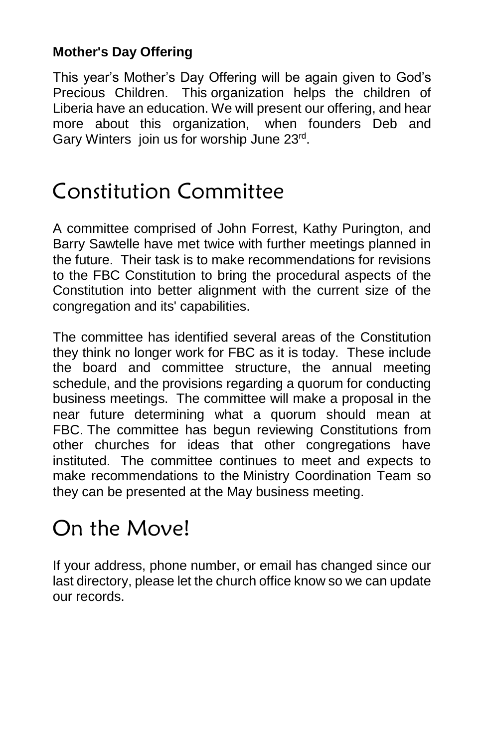**Mother's Day Offering**

This year's Mother's Day Offering will be again given to God's Precious Children. This organization helps the children of Liberia have an education. We will present our offering, and hear more about this organization, when founders Deb and Gary Winters join us for worship June 23rd.

# Constitution Committee

A committee comprised of John Forrest, Kathy Purington, and Barry Sawtelle have met twice with further meetings planned in the future. Their task is to make recommendations for revisions to the FBC Constitution to bring the procedural aspects of the Constitution into better alignment with the current size of the congregation and its' capabilities.

The committee has identified several areas of the Constitution they think no longer work for FBC as it is today. These include the board and committee structure, the annual meeting schedule, and the provisions regarding a quorum for conducting business meetings. The committee will make a proposal in the near future determining what a quorum should mean at FBC. The committee has begun reviewing Constitutions from other churches for ideas that other congregations have instituted. The committee continues to meet and expects to make recommendations to the Ministry Coordination Team so they can be presented at the May business meeting.

# On the Move!

If your address, phone number, or email has changed since our last directory, please let the church office know so we can update our records.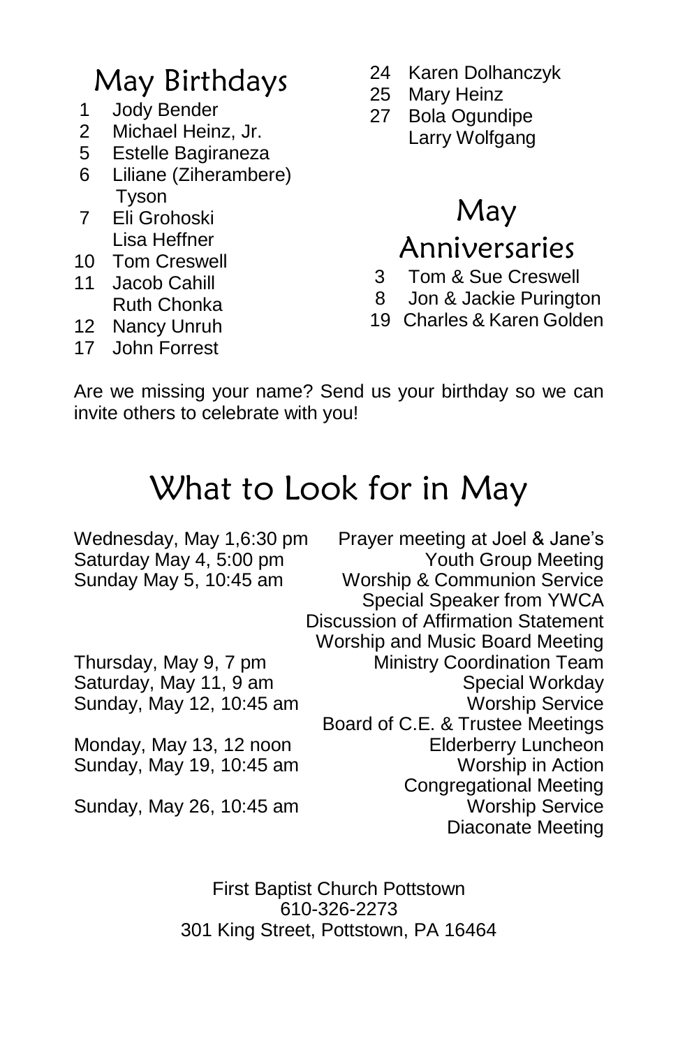## May Birthdays

- 1 Jody Bender
- 2 Michael Heinz, Jr.
- 5 Estelle Bagiraneza
- 6 Liliane (Ziherambere) Tyson
- 7 Eli Grohoski
  Lisa Heffner
- 10 Tom Creswell
- 11 Jacob Cahill
  Ruth Chonka
- 12 Nancy Unruh
- 17 John Forrest
- 24 Karen Dolhanczyk
- 25 Mary Heinz
- 27 Bola Ogundipe
  Larry Wolfgang

## May Anniversaries

- 3 Tom & Sue Creswell
- 8 Jon & Jackie Purington
- 19 Charles & Karen Golden

Are we missing your name? Send us your birthday so we can invite others to celebrate with you!

# What to Look for in May

| | |
|---|---|
| Wednesday, May 1,6:30 pm | Prayer meeting at Joel & Jane's |
| Saturday May 4, 5:00 pm | Youth Group Meeting |
| Sunday May 5, 10:45 am | Worship & Communion Service |
| | Special Speaker from YWCA |
| | Discussion of Affirmation Statement |
| | Worship and Music Board Meeting |
| Thursday, May 9, 7 pm | Ministry Coordination Team |
| Saturday, May 11, 9 am | Special Workday |
| Sunday, May 12, 10:45 am | Worship Service |
| | Board of C.E. & Trustee Meetings |
| Monday, May 13, 12 noon | Elderberry Luncheon |
| Sunday, May 19, 10:45 am | Worship in Action |
| | Congregational Meeting |
| Sunday, May 26, 10:45 am | Worship Service |
| | Diaconate Meeting |

First Baptist Church Pottstown
610-326-2273
301 King Street, Pottstown, PA 16464